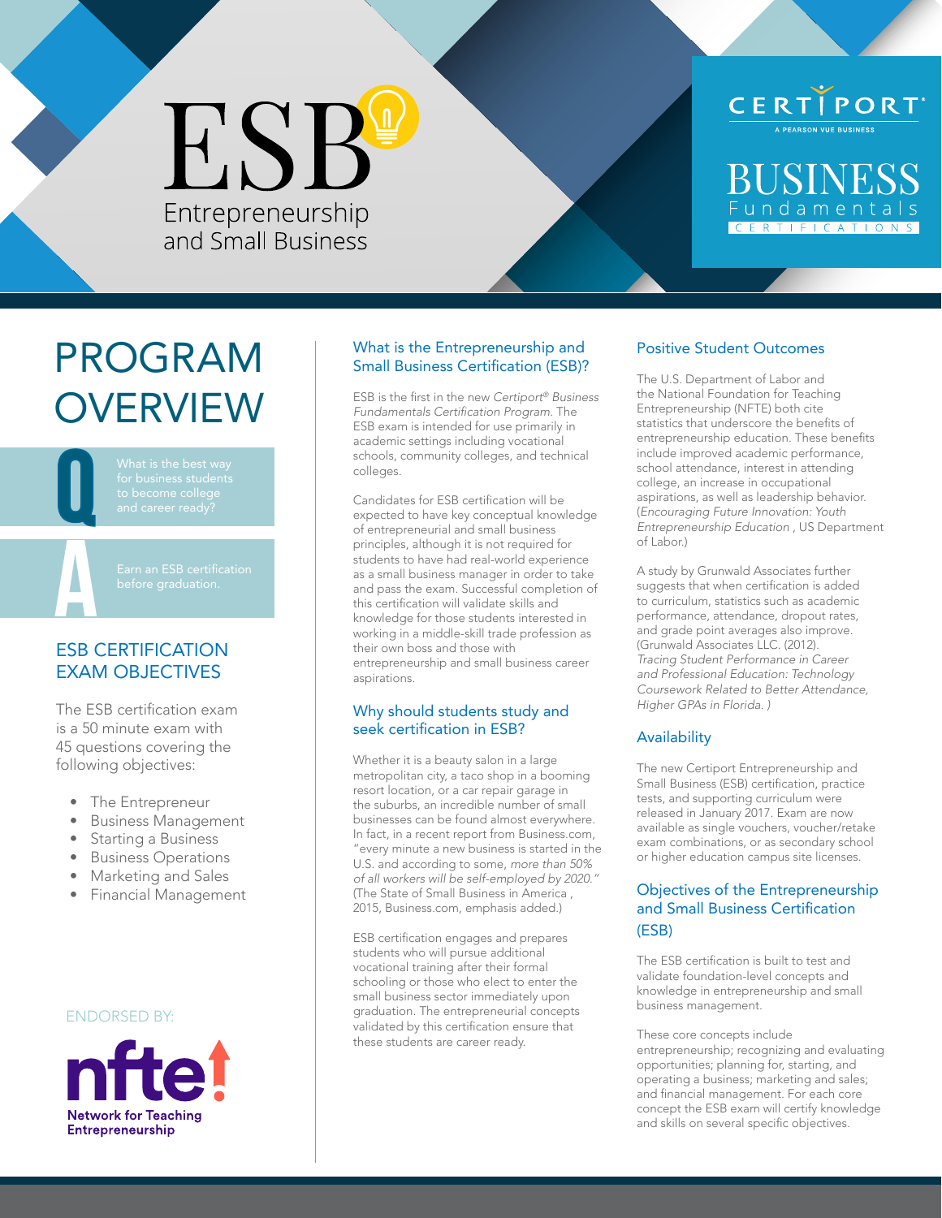# ESB

## Entrepreneurship and Small Business

CERTIPORT
A PEARSON VUE BUSINESS

BUSINESS Fundamentals CERTIFICATIONS

# PROGRAM OVERVIEW

**Q** What is the best way for business students to become college and career ready?

**A** Earn an ESB certification before graduation.

## ESB CERTIFICATION EXAM OBJECTIVES

The ESB certification exam is a 50 minute exam with 45 questions covering the following objectives:

- The Entrepreneur
- Business Management
- Starting a Business
- Business Operations
- Marketing and Sales
- Financial Management

ENDORSED BY:

nfte! Network for Teaching Entrepreneurship

## What is the Entrepreneurship and Small Business Certification (ESB)?

ESB is the first in the new *Certiport® Business Fundamentals Certification Program*. The ESB exam is intended for use primarily in academic settings including vocational schools, community colleges, and technical colleges.

Candidates for ESB certification will be expected to have key conceptual knowledge of entrepreneurial and small business principles, although it is not required for students to have had real-world experience as a small business manager in order to take and pass the exam. Successful completion of this certification will validate skills and knowledge for those students interested in working in a middle-skill trade profession as their own boss and those with entrepreneurship and small business career aspirations.

## Why should students study and seek certification in ESB?

Whether it is a beauty salon in a large metropolitan city, a taco shop in a booming resort location, or a car repair garage in the suburbs, an incredible number of small businesses can be found almost everywhere. In fact, in a recent report from Business.com, "every minute a new business is started in the U.S. and according to some, *more than 50% of all workers will be self-employed by 2020.*" (The State of Small Business in America , 2015, Business.com, emphasis added.)

ESB certification engages and prepares students who will pursue additional vocational training after their formal schooling or those who elect to enter the small business sector immediately upon graduation. The entrepreneurial concepts validated by this certification ensure that these students are career ready.

## Positive Student Outcomes

The U.S. Department of Labor and the National Foundation for Teaching Entrepreneurship (NFTE) both cite statistics that underscore the benefits of entrepreneurship education. These benefits include improved academic performance, school attendance, interest in attending college, an increase in occupational aspirations, as well as leadership behavior. (*Encouraging Future Innovation: Youth Entrepreneurship Education* , US Department of Labor.)

A study by Grunwald Associates further suggests that when certification is added to curriculum, statistics such as academic performance, attendance, dropout rates, and grade point averages also improve. (Grunwald Associates LLC. (2012). *Tracing Student Performance in Career and Professional Education: Technology Coursework Related to Better Attendance, Higher GPAs in Florida.* )

## Availability

The new Certiport Entrepreneurship and Small Business (ESB) certification, practice tests, and supporting curriculum were released in January 2017. Exam are now available as single vouchers, voucher/retake exam combinations, or as secondary school or higher education campus site licenses.

## Objectives of the Entrepreneurship and Small Business Certification (ESB)

The ESB certification is built to test and validate foundation-level concepts and knowledge in entrepreneurship and small business management.

These core concepts include entrepreneurship; recognizing and evaluating opportunities; planning for, starting, and operating a business; marketing and sales; and financial management. For each core concept the ESB exam will certify knowledge and skills on several specific objectives.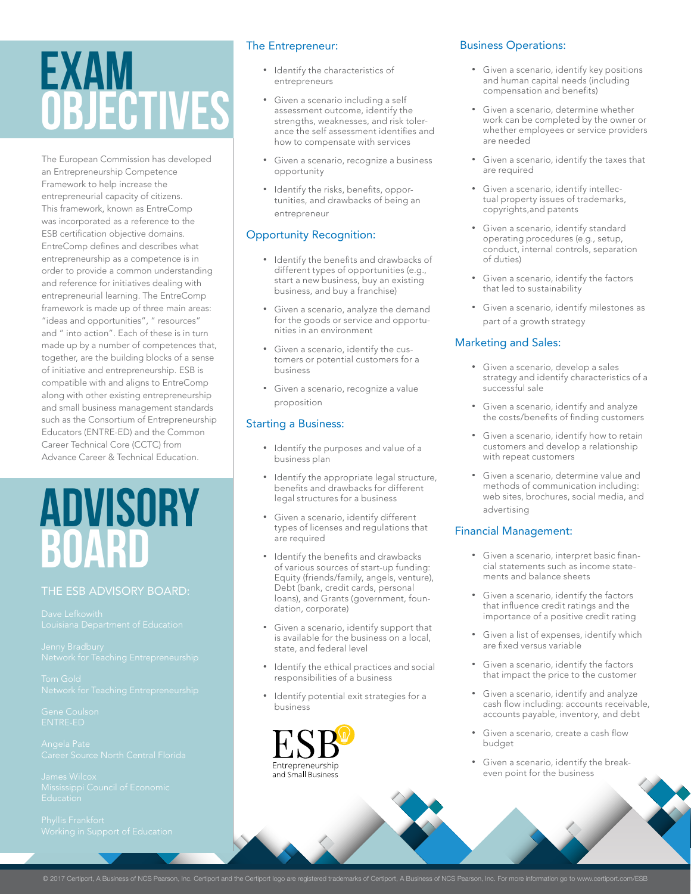# EXAM OBJECTIVES

The European Commission has developed an Entrepreneurship Competence Framework to help increase the entrepreneurial capacity of citizens. This framework, known as EntreComp was incorporated as a reference to the ESB certification objective domains. EntreComp defines and describes what entrepreneurship as a competence is in order to provide a common understanding and reference for initiatives dealing with entrepreneurial learning. The EntreComp framework is made up of three main areas: "ideas and opportunities", " resources" and " into action". Each of these is in turn made up by a number of competences that, together, are the building blocks of a sense of initiative and entrepreneurship. ESB is compatible with and aligns to EntreComp along with other existing entrepreneurship and small business management standards such as the Consortium of Entrepreneurship Educators (ENTRE-ED) and the Common Career Technical Core (CCTC) from Advance Career & Technical Education.

# ADVISORY BOARD

## THE ESB ADVISORY BOARD:

Dave Lefkowith
Louisiana Department of Education

Jenny Bradbury
Network for Teaching Entrepreneurship

Tom Gold
Network for Teaching Entrepreneurship

Gene Coulson
ENTRE-ED

Angela Pate
Career Source North Central Florida

James Wilcox
Mississippi Council of Economic Education

Phyllis Frankfort
Working in Support of Education

## The Entrepreneur:

- Identify the characteristics of entrepreneurs
- Given a scenario including a self assessment outcome, identify the strengths, weaknesses, and risk tolerance the self assessment identifies and how to compensate with services
- Given a scenario, recognize a business opportunity
- Identify the risks, benefits, opportunities, and drawbacks of being an entrepreneur

## Opportunity Recognition:

- Identify the benefits and drawbacks of different types of opportunities (e.g., start a new business, buy an existing business, and buy a franchise)
- Given a scenario, analyze the demand for the goods or service and opportunities in an environment
- Given a scenario, identify the customers or potential customers for a business
- Given a scenario, recognize a value proposition

## Starting a Business:

- Identify the purposes and value of a business plan
- Identify the appropriate legal structure, benefits and drawbacks for different legal structures for a business
- Given a scenario, identify different types of licenses and regulations that are required
- Identify the benefits and drawbacks of various sources of start-up funding: Equity (friends/family, angels, venture), Debt (bank, credit cards, personal loans), and Grants (government, foundation, corporate)
- Given a scenario, identify support that is available for the business on a local, state, and federal level
- Identify the ethical practices and social responsibilities of a business
- Identify potential exit strategies for a business

ESB
Entrepreneurship and Small Business

## Business Operations:

- Given a scenario, identify key positions and human capital needs (including compensation and benefits)
- Given a scenario, determine whether work can be completed by the owner or whether employees or service providers are needed
- Given a scenario, identify the taxes that are required
- Given a scenario, identify intellectual property issues of trademarks, copyrights,and patents
- Given a scenario, identify standard operating procedures (e.g., setup, conduct, internal controls, separation of duties)
- Given a scenario, identify the factors that led to sustainability
- Given a scenario, identify milestones as part of a growth strategy

## Marketing and Sales:

- Given a scenario, develop a sales strategy and identify characteristics of a successful sale
- Given a scenario, identify and analyze the costs/benefits of finding customers
- Given a scenario, identify how to retain customers and develop a relationship with repeat customers
- Given a scenario, determine value and methods of communication including: web sites, brochures, social media, and advertising

## Financial Management:

- Given a scenario, interpret basic financial statements such as income statements and balance sheets
- Given a scenario, identify the factors that influence credit ratings and the importance of a positive credit rating
- Given a list of expenses, identify which are fixed versus variable
- Given a scenario, identify the factors that impact the price to the customer
- Given a scenario, identify and analyze cash flow including: accounts receivable, accounts payable, inventory, and debt
- Given a scenario, create a cash flow budget
- Given a scenario, identify the break-even point for the business

© 2017 Certiport, A Business of NCS Pearson, Inc. Certiport and the Certiport logo are registered trademarks of Certiport, A Business of NCS Pearson, Inc. For more information go to www.certiport.com/ESB